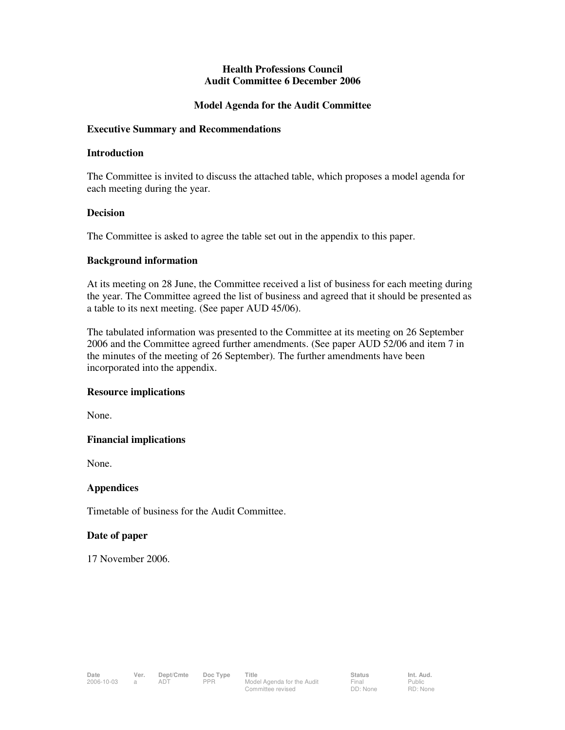# Health Professions Council
## Audit Committee 6 December 2006

## Model Agenda for the Audit Committee

### Executive Summary and Recommendations

### Introduction

The Committee is invited to discuss the attached table, which proposes a model agenda for each meeting during the year.

### Decision

The Committee is asked to agree the table set out in the appendix to this paper.

### Background information

At its meeting on 28 June, the Committee received a list of business for each meeting during the year. The Committee agreed the list of business and agreed that it should be presented as a table to its next meeting. (See paper AUD 45/06).

The tabulated information was presented to the Committee at its meeting on 26 September 2006 and the Committee agreed further amendments. (See paper AUD 52/06 and item 7 in the minutes of the meeting of 26 September). The further amendments have been incorporated into the appendix.

### Resource implications

None.

### Financial implications

None.

### Appendices

Timetable of business for the Audit Committee.

### Date of paper

17 November 2006.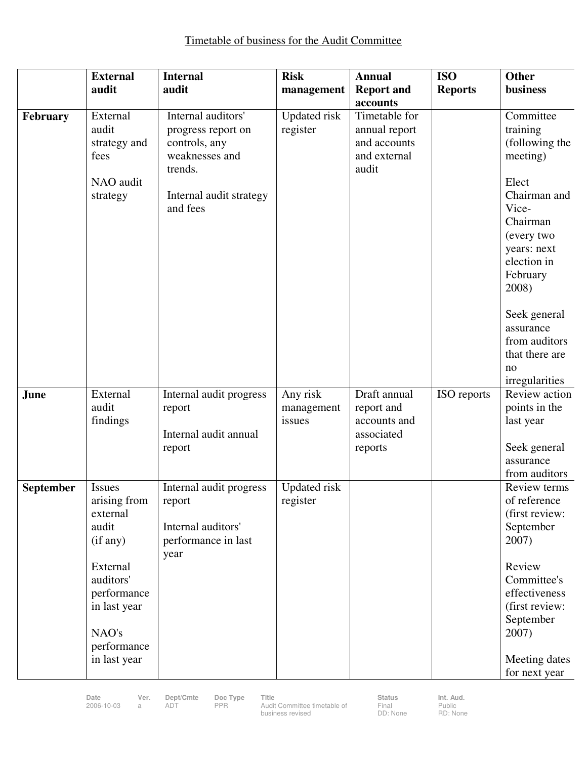Timetable of business for the Audit Committee

| | External audit | Internal audit | Risk management | Annual Report and accounts | ISO Reports | Other business |
|---|---|---|---|---|---|---|
| **February** | External audit strategy and fees<br><br>NAO audit strategy | Internal auditors' progress report on controls, any weaknesses and trends.<br><br>Internal audit strategy and fees | Updated risk register | Timetable for annual report and accounts and external audit | | Committee training (following the meeting)<br><br>Elect Chairman and Vice-Chairman (every two years: next election in February 2008)<br><br>Seek general assurance from auditors that there are no irregularities |
| **June** | External audit findings | Internal audit progress report<br><br>Internal audit annual report | Any risk management issues | Draft annual report and accounts and associated reports | ISO reports | Review action points in the last year<br><br>Seek general assurance from auditors |
| **September** | Issues arising from external audit (if any)<br><br>External auditors' performance in last year<br><br>NAO's performance in last year | Internal audit progress report<br><br>Internal auditors' performance in last year | Updated risk register | | | Review terms of reference (first review: September 2007)<br><br>Review Committee's effectiveness (first review: September 2007)<br><br>Meeting dates for next year |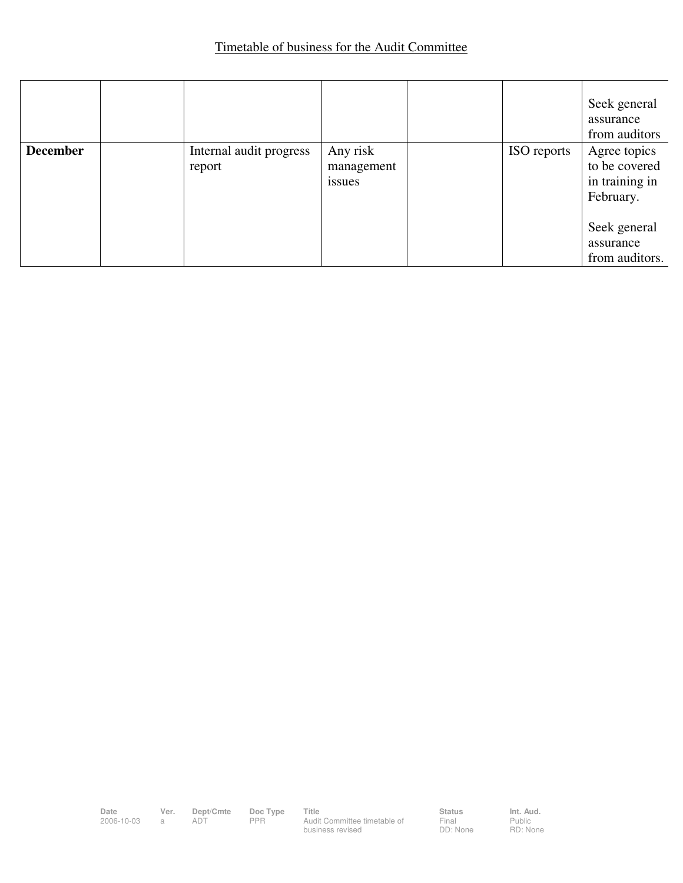Timetable of business for the Audit Committee

| | | | | | | |
|---|---|---|---|---|---|---|
| | | | | | | Seek general assurance from auditors |
| **December** | | Internal audit progress report | Any risk management issues | | ISO reports | Agree topics to be covered in training in February.<br><br>Seek general assurance from auditors. |